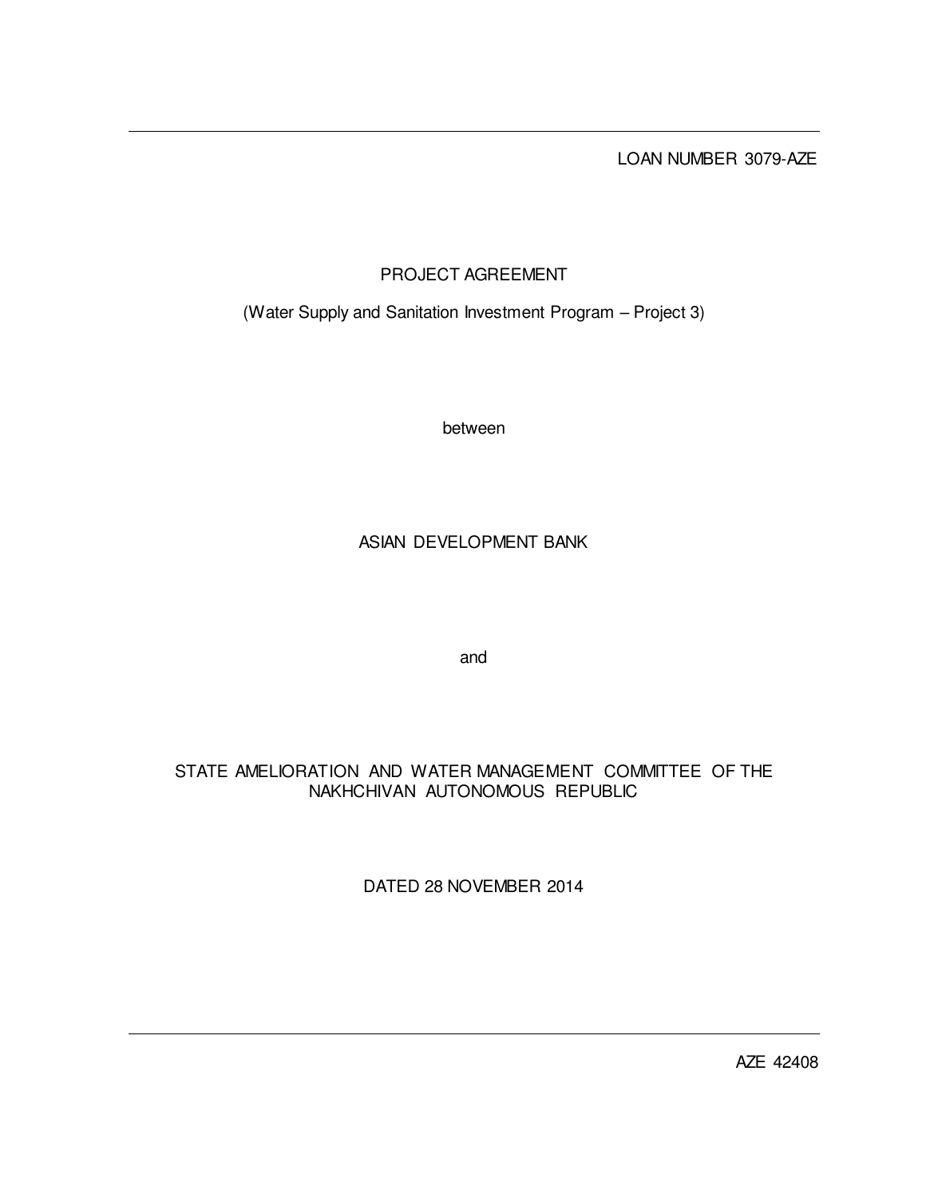LOAN NUMBER 3079-AZE

# PROJECT AGREEMENT

(Water Supply and Sanitation Investment Program – Project 3)

between

ASIAN DEVELOPMENT BANK

and

STATE AMELIORATION AND WATER MANAGEMENT COMMITTEE OF THE NAKHCHIVAN AUTONOMOUS REPUBLIC

DATED 28 NOVEMBER 2014

AZE 42408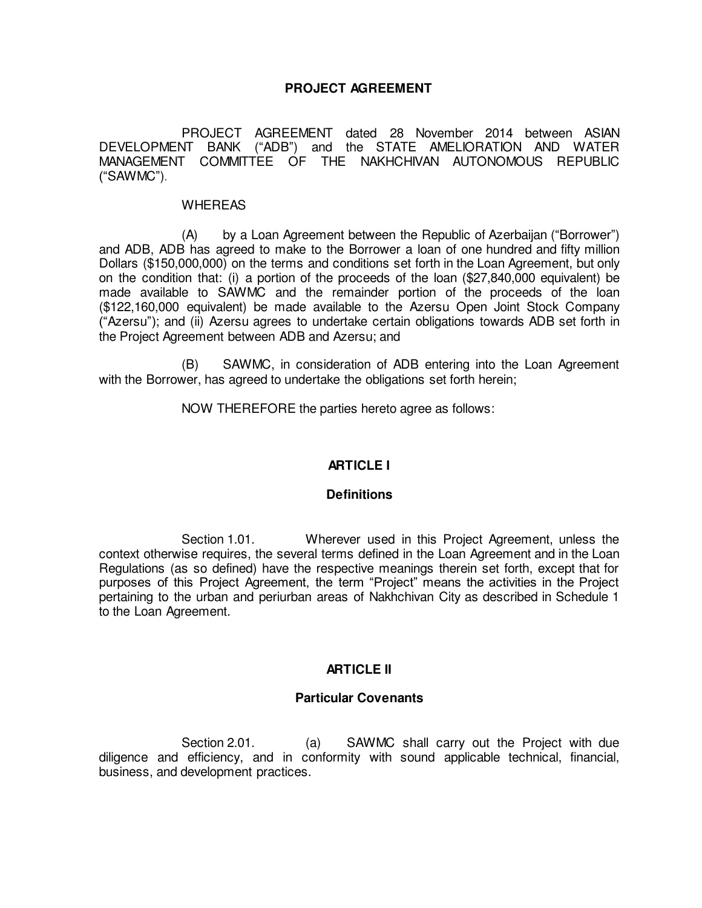# PROJECT AGREEMENT

PROJECT AGREEMENT dated 28 November 2014 between ASIAN DEVELOPMENT BANK ("ADB") and the STATE AMELIORATION AND WATER MANAGEMENT COMMITTEE OF THE NAKHCHIVAN AUTONOMOUS REPUBLIC ("SAWMC").

WHEREAS

(A) by a Loan Agreement between the Republic of Azerbaijan ("Borrower") and ADB, ADB has agreed to make to the Borrower a loan of one hundred and fifty million Dollars ($150,000,000) on the terms and conditions set forth in the Loan Agreement, but only on the condition that: (i) a portion of the proceeds of the loan ($27,840,000 equivalent) be made available to SAWMC and the remainder portion of the proceeds of the loan ($122,160,000 equivalent) be made available to the Azersu Open Joint Stock Company ("Azersu"); and (ii) Azersu agrees to undertake certain obligations towards ADB set forth in the Project Agreement between ADB and Azersu; and

(B) SAWMC, in consideration of ADB entering into the Loan Agreement with the Borrower, has agreed to undertake the obligations set forth herein;

NOW THEREFORE the parties hereto agree as follows:

## ARTICLE I

### Definitions

Section 1.01. Wherever used in this Project Agreement, unless the context otherwise requires, the several terms defined in the Loan Agreement and in the Loan Regulations (as so defined) have the respective meanings therein set forth, except that for purposes of this Project Agreement, the term "Project" means the activities in the Project pertaining to the urban and periurban areas of Nakhchivan City as described in Schedule 1 to the Loan Agreement.

## ARTICLE II

### Particular Covenants

Section 2.01. (a) SAWMC shall carry out the Project with due diligence and efficiency, and in conformity with sound applicable technical, financial, business, and development practices.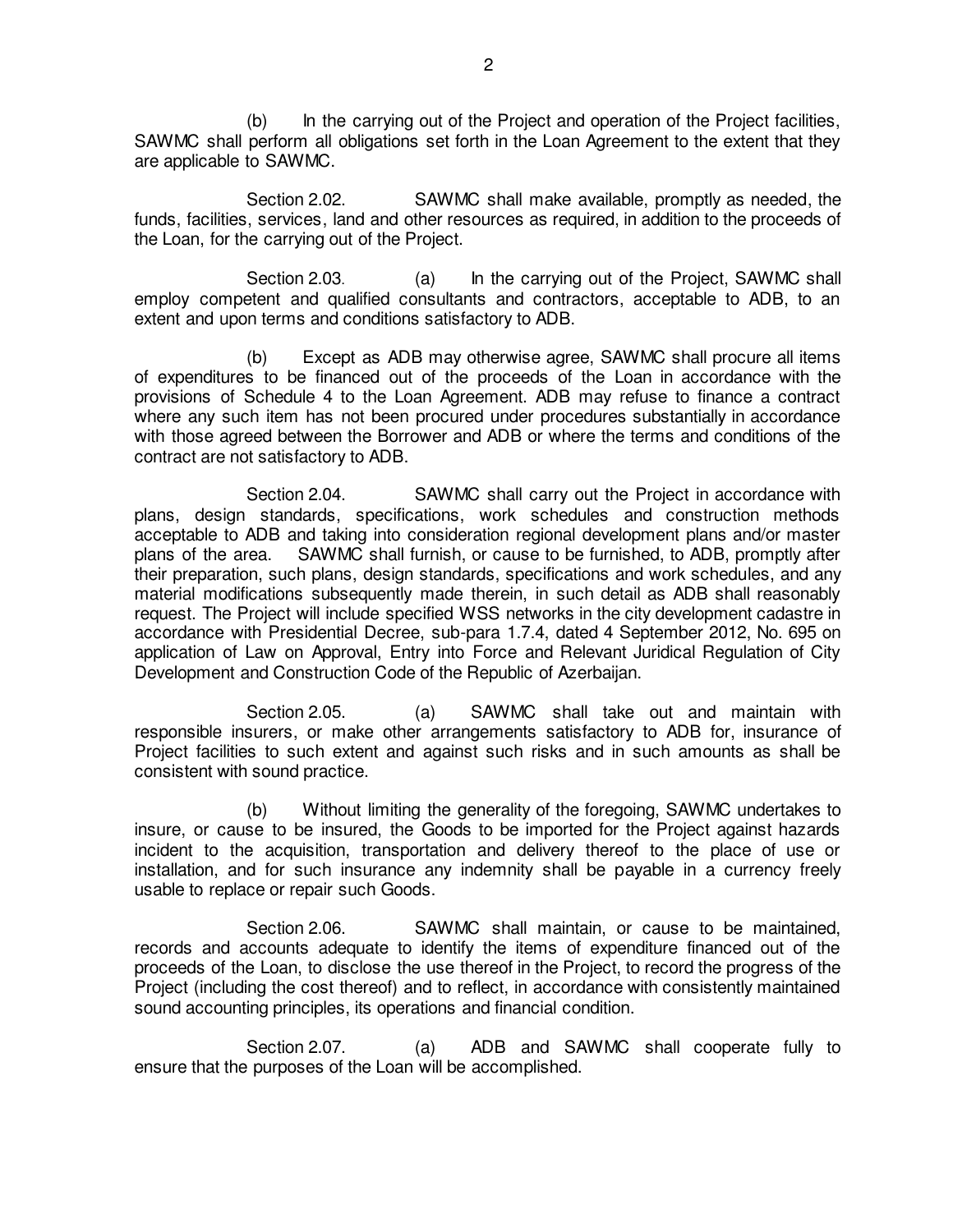(b) In the carrying out of the Project and operation of the Project facilities, SAWMC shall perform all obligations set forth in the Loan Agreement to the extent that they are applicable to SAWMC.

Section 2.02. SAWMC shall make available, promptly as needed, the funds, facilities, services, land and other resources as required, in addition to the proceeds of the Loan, for the carrying out of the Project.

Section 2.03. (a) In the carrying out of the Project, SAWMC shall employ competent and qualified consultants and contractors, acceptable to ADB, to an extent and upon terms and conditions satisfactory to ADB.

(b) Except as ADB may otherwise agree, SAWMC shall procure all items of expenditures to be financed out of the proceeds of the Loan in accordance with the provisions of Schedule 4 to the Loan Agreement. ADB may refuse to finance a contract where any such item has not been procured under procedures substantially in accordance with those agreed between the Borrower and ADB or where the terms and conditions of the contract are not satisfactory to ADB.

Section 2.04. SAWMC shall carry out the Project in accordance with plans, design standards, specifications, work schedules and construction methods acceptable to ADB and taking into consideration regional development plans and/or master plans of the area. SAWMC shall furnish, or cause to be furnished, to ADB, promptly after their preparation, such plans, design standards, specifications and work schedules, and any material modifications subsequently made therein, in such detail as ADB shall reasonably request. The Project will include specified WSS networks in the city development cadastre in accordance with Presidential Decree, sub-para 1.7.4, dated 4 September 2012, No. 695 on application of Law on Approval, Entry into Force and Relevant Juridical Regulation of City Development and Construction Code of the Republic of Azerbaijan.

Section 2.05. (a) SAWMC shall take out and maintain with responsible insurers, or make other arrangements satisfactory to ADB for, insurance of Project facilities to such extent and against such risks and in such amounts as shall be consistent with sound practice.

(b) Without limiting the generality of the foregoing, SAWMC undertakes to insure, or cause to be insured, the Goods to be imported for the Project against hazards incident to the acquisition, transportation and delivery thereof to the place of use or installation, and for such insurance any indemnity shall be payable in a currency freely usable to replace or repair such Goods.

Section 2.06. SAWMC shall maintain, or cause to be maintained, records and accounts adequate to identify the items of expenditure financed out of the proceeds of the Loan, to disclose the use thereof in the Project, to record the progress of the Project (including the cost thereof) and to reflect, in accordance with consistently maintained sound accounting principles, its operations and financial condition.

Section 2.07. (a) ADB and SAWMC shall cooperate fully to ensure that the purposes of the Loan will be accomplished.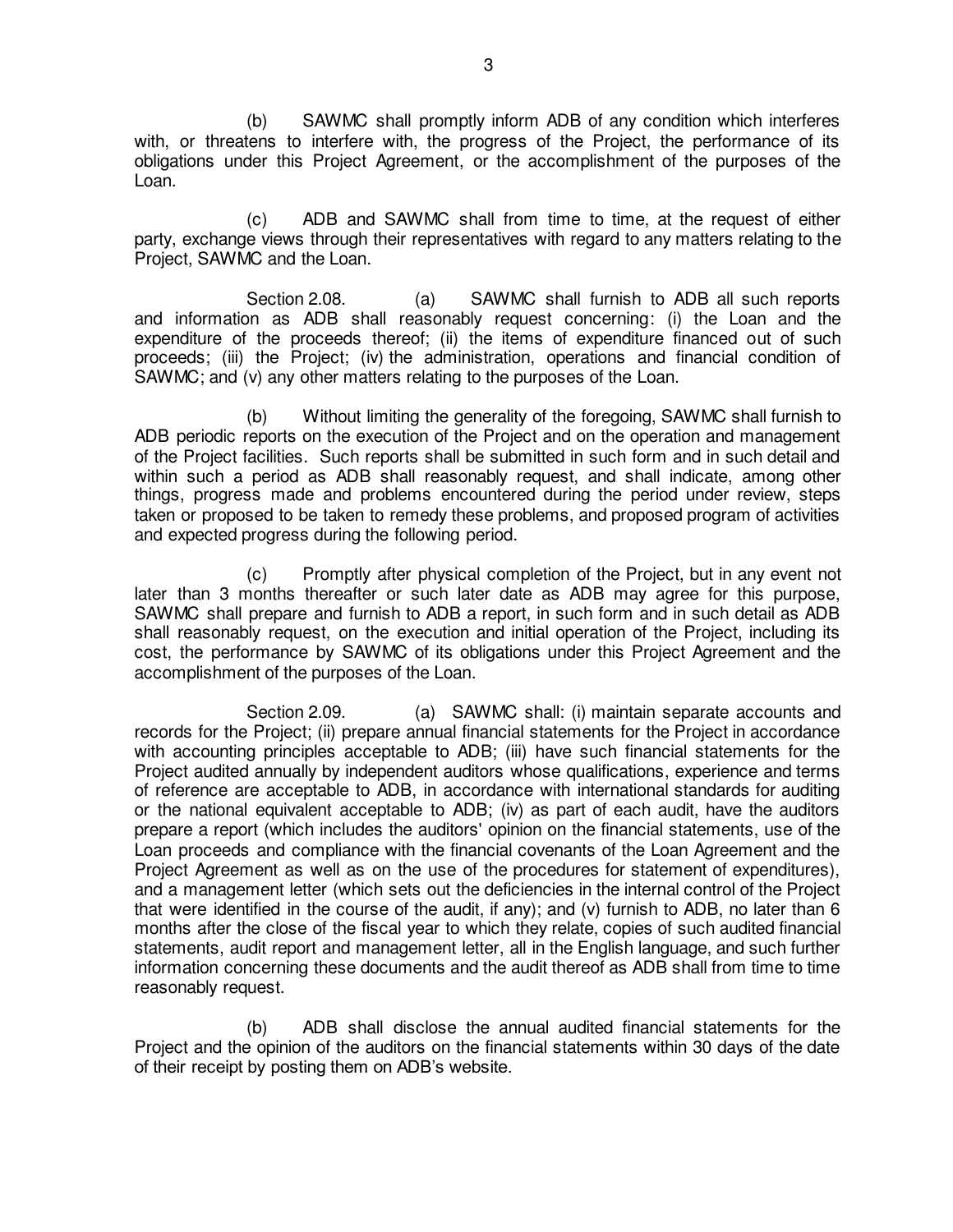(b) SAWMC shall promptly inform ADB of any condition which interferes with, or threatens to interfere with, the progress of the Project, the performance of its obligations under this Project Agreement, or the accomplishment of the purposes of the Loan.

(c) ADB and SAWMC shall from time to time, at the request of either party, exchange views through their representatives with regard to any matters relating to the Project, SAWMC and the Loan.

Section 2.08. (a) SAWMC shall furnish to ADB all such reports and information as ADB shall reasonably request concerning: (i) the Loan and the expenditure of the proceeds thereof; (ii) the items of expenditure financed out of such proceeds; (iii) the Project; (iv) the administration, operations and financial condition of SAWMC; and (v) any other matters relating to the purposes of the Loan.

(b) Without limiting the generality of the foregoing, SAWMC shall furnish to ADB periodic reports on the execution of the Project and on the operation and management of the Project facilities. Such reports shall be submitted in such form and in such detail and within such a period as ADB shall reasonably request, and shall indicate, among other things, progress made and problems encountered during the period under review, steps taken or proposed to be taken to remedy these problems, and proposed program of activities and expected progress during the following period.

(c) Promptly after physical completion of the Project, but in any event not later than 3 months thereafter or such later date as ADB may agree for this purpose, SAWMC shall prepare and furnish to ADB a report, in such form and in such detail as ADB shall reasonably request, on the execution and initial operation of the Project, including its cost, the performance by SAWMC of its obligations under this Project Agreement and the accomplishment of the purposes of the Loan.

Section 2.09. (a) SAWMC shall: (i) maintain separate accounts and records for the Project; (ii) prepare annual financial statements for the Project in accordance with accounting principles acceptable to ADB; (iii) have such financial statements for the Project audited annually by independent auditors whose qualifications, experience and terms of reference are acceptable to ADB, in accordance with international standards for auditing or the national equivalent acceptable to ADB; (iv) as part of each audit, have the auditors prepare a report (which includes the auditors' opinion on the financial statements, use of the Loan proceeds and compliance with the financial covenants of the Loan Agreement and the Project Agreement as well as on the use of the procedures for statement of expenditures), and a management letter (which sets out the deficiencies in the internal control of the Project that were identified in the course of the audit, if any); and (v) furnish to ADB, no later than 6 months after the close of the fiscal year to which they relate, copies of such audited financial statements, audit report and management letter, all in the English language, and such further information concerning these documents and the audit thereof as ADB shall from time to time reasonably request.

(b) ADB shall disclose the annual audited financial statements for the Project and the opinion of the auditors on the financial statements within 30 days of the date of their receipt by posting them on ADB's website.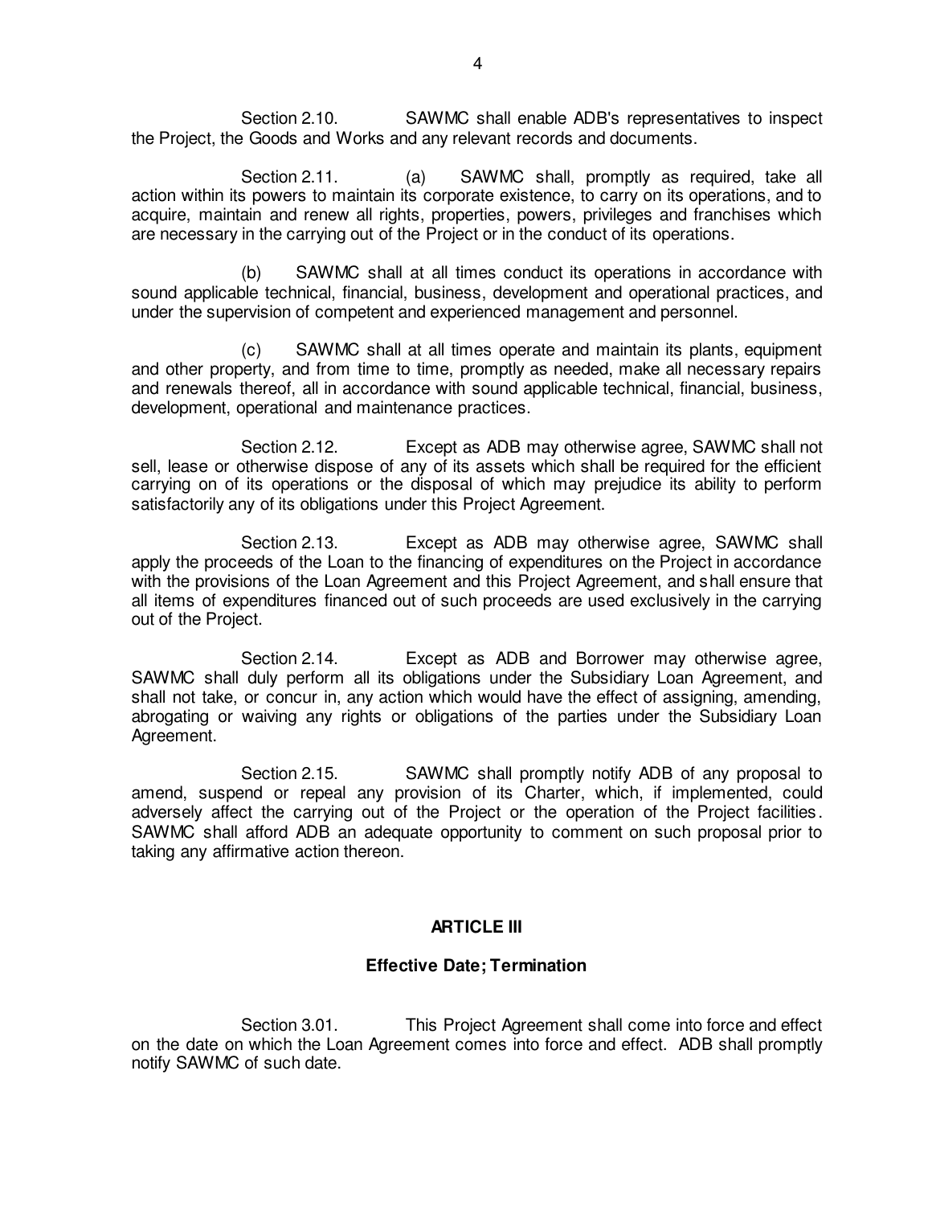Section 2.10. SAWMC shall enable ADB's representatives to inspect the Project, the Goods and Works and any relevant records and documents.

Section 2.11. (a) SAWMC shall, promptly as required, take all action within its powers to maintain its corporate existence, to carry on its operations, and to acquire, maintain and renew all rights, properties, powers, privileges and franchises which are necessary in the carrying out of the Project or in the conduct of its operations.

(b) SAWMC shall at all times conduct its operations in accordance with sound applicable technical, financial, business, development and operational practices, and under the supervision of competent and experienced management and personnel.

(c) SAWMC shall at all times operate and maintain its plants, equipment and other property, and from time to time, promptly as needed, make all necessary repairs and renewals thereof, all in accordance with sound applicable technical, financial, business, development, operational and maintenance practices.

Section 2.12. Except as ADB may otherwise agree, SAWMC shall not sell, lease or otherwise dispose of any of its assets which shall be required for the efficient carrying on of its operations or the disposal of which may prejudice its ability to perform satisfactorily any of its obligations under this Project Agreement.

Section 2.13. Except as ADB may otherwise agree, SAWMC shall apply the proceeds of the Loan to the financing of expenditures on the Project in accordance with the provisions of the Loan Agreement and this Project Agreement, and shall ensure that all items of expenditures financed out of such proceeds are used exclusively in the carrying out of the Project.

Section 2.14. Except as ADB and Borrower may otherwise agree, SAWMC shall duly perform all its obligations under the Subsidiary Loan Agreement, and shall not take, or concur in, any action which would have the effect of assigning, amending, abrogating or waiving any rights or obligations of the parties under the Subsidiary Loan Agreement.

Section 2.15. SAWMC shall promptly notify ADB of any proposal to amend, suspend or repeal any provision of its Charter, which, if implemented, could adversely affect the carrying out of the Project or the operation of the Project facilities. SAWMC shall afford ADB an adequate opportunity to comment on such proposal prior to taking any affirmative action thereon.

## ARTICLE III

### Effective Date; Termination

Section 3.01. This Project Agreement shall come into force and effect on the date on which the Loan Agreement comes into force and effect. ADB shall promptly notify SAWMC of such date.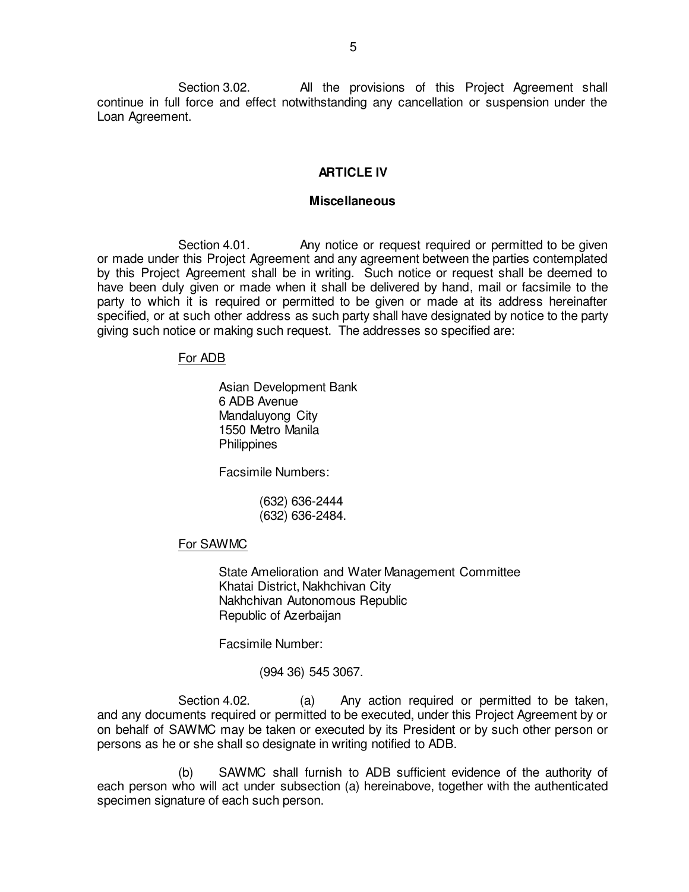Section 3.02. All the provisions of this Project Agreement shall continue in full force and effect notwithstanding any cancellation or suspension under the Loan Agreement.

## ARTICLE IV

### Miscellaneous

Section 4.01. Any notice or request required or permitted to be given or made under this Project Agreement and any agreement between the parties contemplated by this Project Agreement shall be in writing. Such notice or request shall be deemed to have been duly given or made when it shall be delivered by hand, mail or facsimile to the party to which it is required or permitted to be given or made at its address hereinafter specified, or at such other address as such party shall have designated by notice to the party giving such notice or making such request. The addresses so specified are:

For ADB

Asian Development Bank
6 ADB Avenue
Mandaluyong City
1550 Metro Manila
Philippines

Facsimile Numbers:

(632) 636-2444
(632) 636-2484.

For SAWMC

State Amelioration and Water Management Committee
Khatai District, Nakhchivan City
Nakhchivan Autonomous Republic
Republic of Azerbaijan

Facsimile Number:

(994 36) 545 3067.

Section 4.02. (a) Any action required or permitted to be taken, and any documents required or permitted to be executed, under this Project Agreement by or on behalf of SAWMC may be taken or executed by its President or by such other person or persons as he or she shall so designate in writing notified to ADB.

(b) SAWMC shall furnish to ADB sufficient evidence of the authority of each person who will act under subsection (a) hereinabove, together with the authenticated specimen signature of each such person.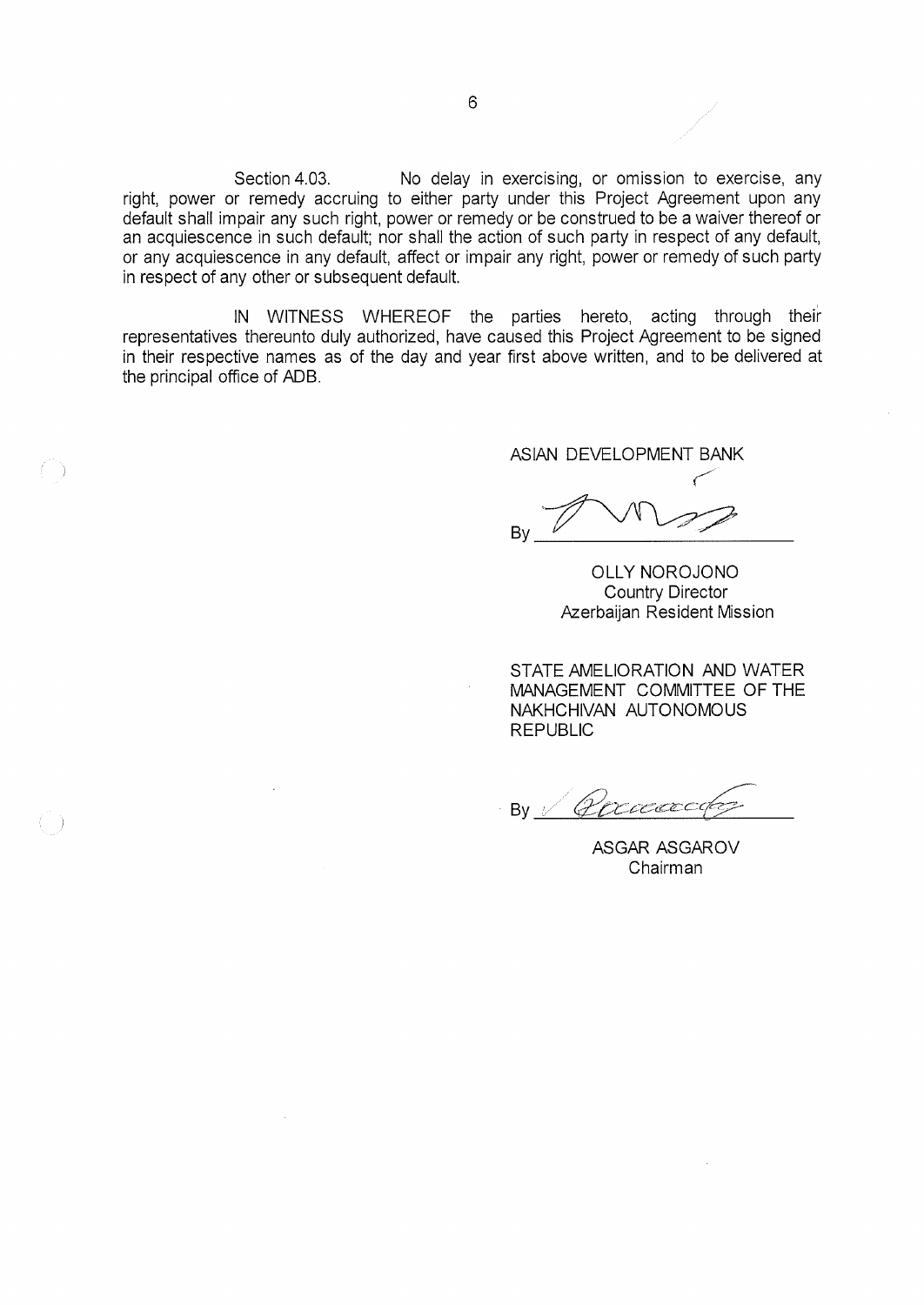Section 4.03. No delay in exercising, or omission to exercise, any right, power or remedy accruing to either party under this Project Agreement upon any default shall impair any such right, power or remedy or be construed to be a waiver thereof or an acquiescence in such default; nor shall the action of such party in respect of any default, or any acquiescence in any default, affect or impair any right, power or remedy of such party in respect of any other or subsequent default.

IN WITNESS WHEREOF the parties hereto, acting through their representatives thereunto duly authorized, have caused this Project Agreement to be signed in their respective names as of the day and year first above written, and to be delivered at the principal office of ADB.

ASIAN DEVELOPMENT BANK

By ____________________

OLLY NOROJONO
Country Director
Azerbaijan Resident Mission

STATE AMELIORATION AND WATER MANAGEMENT COMMITTEE OF THE NAKHCHIVAN AUTONOMOUS REPUBLIC

By ____________________

ASGAR ASGAROV
Chairman